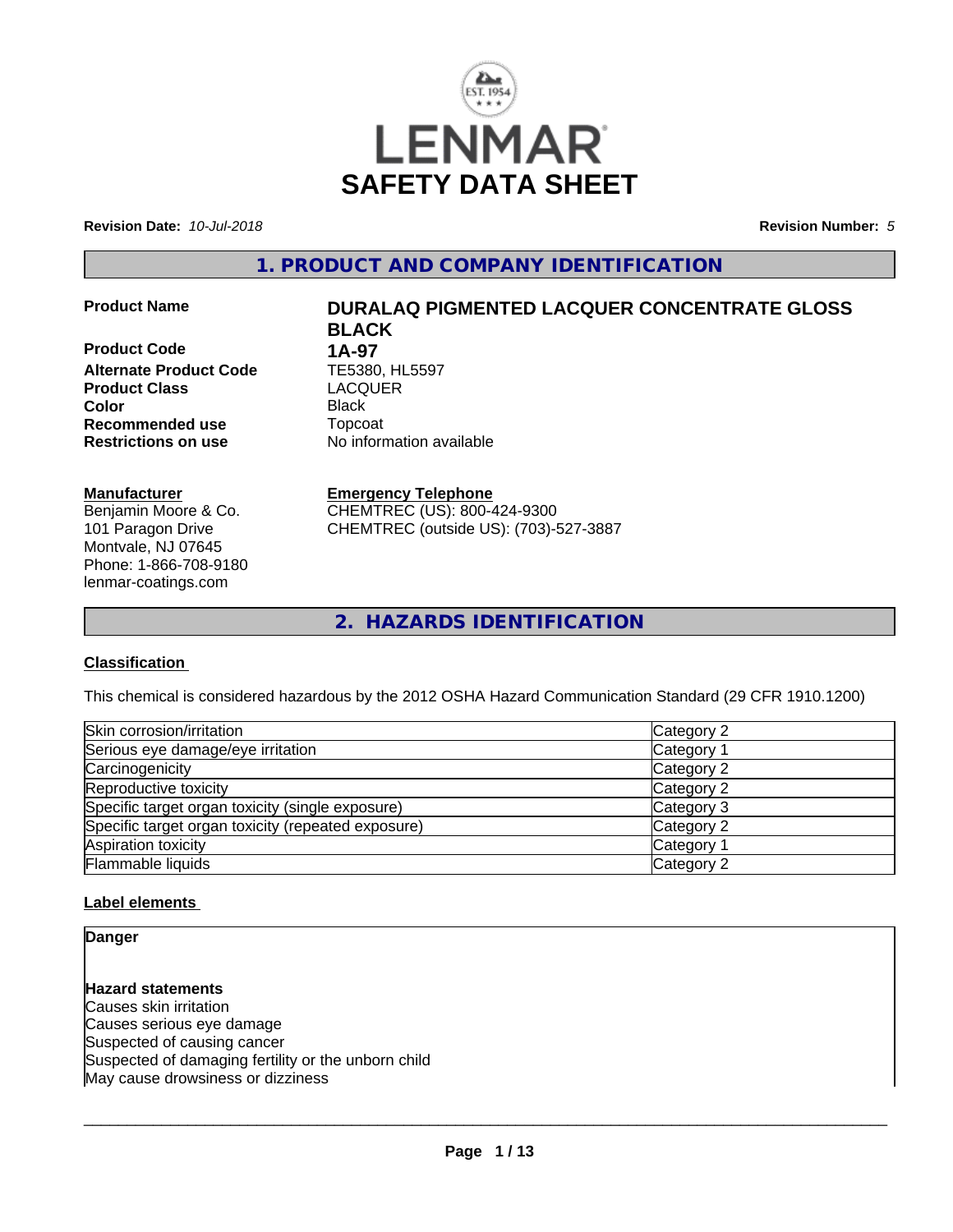# LENMAR SAFETY DATA SHEET

**Revision Date:** *10-Jul-2018* **Revision Number:** *5*

## 1. PRODUCT AND COMPANY IDENTIFICATION

| | |
|---|---|
| **Product Name** | **DURALAQ PIGMENTED LACQUER CONCENTRATE GLOSS BLACK** |
| **Product Code** | **1A-97** |
| **Alternate Product Code** | TE5380, HL5597 |
| **Product Class** | LACQUER |
| **Color** | Black |
| **Recommended use** | Topcoat |
| **Restrictions on use** | No information available |

**Manufacturer**
Benjamin Moore & Co.
101 Paragon Drive
Montvale, NJ 07645
Phone: 1-866-708-9180
lenmar-coatings.com

**Emergency Telephone**
CHEMTREC (US): 800-424-9300
CHEMTREC (outside US): (703)-527-3887

## 2. HAZARDS IDENTIFICATION

**Classification**

This chemical is considered hazardous by the 2012 OSHA Hazard Communication Standard (29 CFR 1910.1200)

| | |
|---|---|
| Skin corrosion/irritation | Category 2 |
| Serious eye damage/eye irritation | Category 1 |
| Carcinogenicity | Category 2 |
| Reproductive toxicity | Category 2 |
| Specific target organ toxicity (single exposure) | Category 3 |
| Specific target organ toxicity (repeated exposure) | Category 2 |
| Aspiration toxicity | Category 1 |
| Flammable liquids | Category 2 |

**Label elements**

**Danger**

**Hazard statements**
Causes skin irritation
Causes serious eye damage
Suspected of causing cancer
Suspected of damaging fertility or the unborn child
May cause drowsiness or dizziness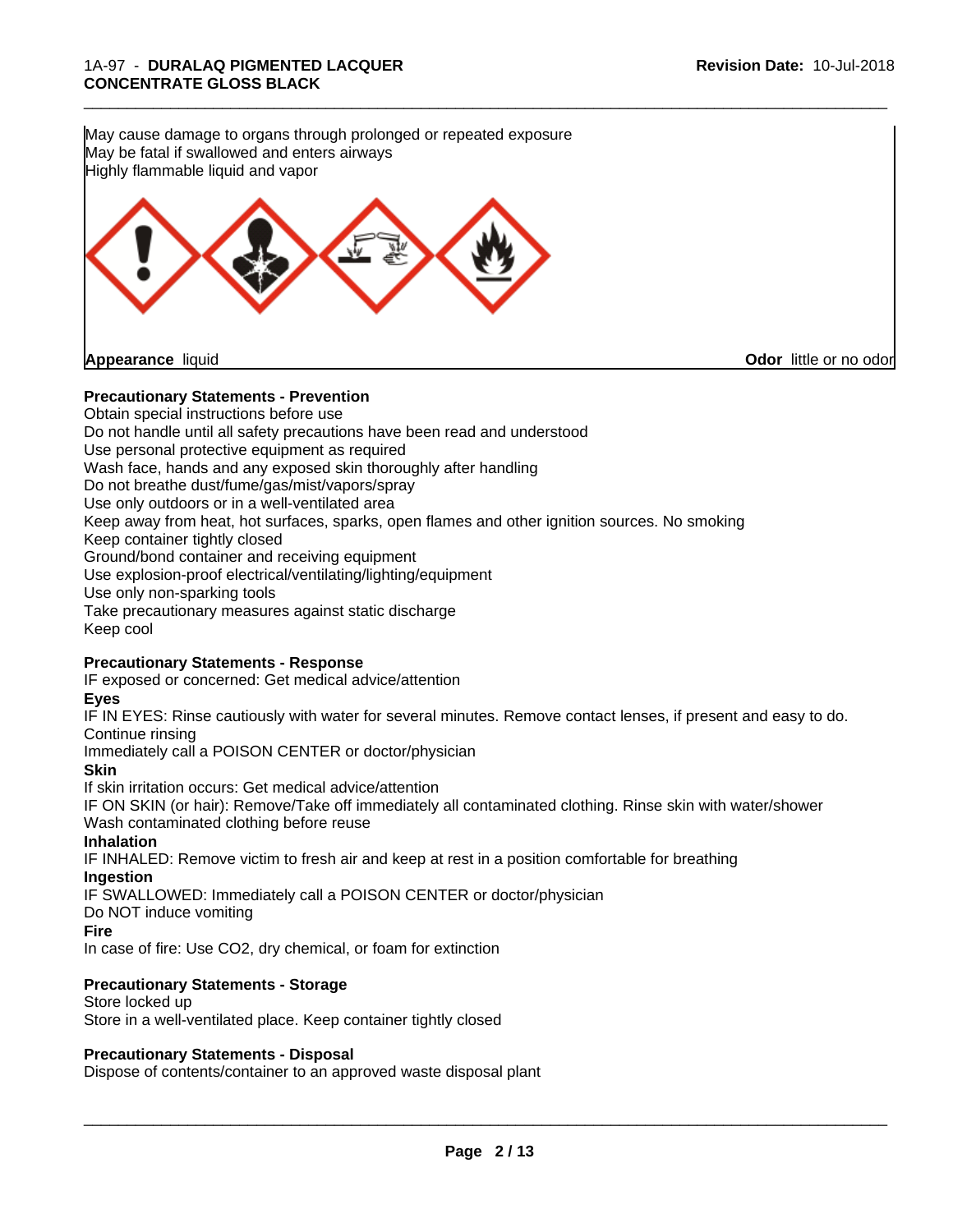May cause damage to organs through prolonged or repeated exposure
May be fatal if swallowed and enters airways
Highly flammable liquid and vapor

**Appearance** liquid **Odor** little or no odor

**Precautionary Statements - Prevention**

Obtain special instructions before use
Do not handle until all safety precautions have been read and understood
Use personal protective equipment as required
Wash face, hands and any exposed skin thoroughly after handling
Do not breathe dust/fume/gas/mist/vapors/spray
Use only outdoors or in a well-ventilated area
Keep away from heat, hot surfaces, sparks, open flames and other ignition sources. No smoking
Keep container tightly closed
Ground/bond container and receiving equipment
Use explosion-proof electrical/ventilating/lighting/equipment
Use only non-sparking tools
Take precautionary measures against static discharge
Keep cool

**Precautionary Statements - Response**

IF exposed or concerned: Get medical advice/attention

**Eyes**

IF IN EYES: Rinse cautiously with water for several minutes. Remove contact lenses, if present and easy to do. Continue rinsing
Immediately call a POISON CENTER or doctor/physician

**Skin**

If skin irritation occurs: Get medical advice/attention
IF ON SKIN (or hair): Remove/Take off immediately all contaminated clothing. Rinse skin with water/shower
Wash contaminated clothing before reuse

**Inhalation**

IF INHALED: Remove victim to fresh air and keep at rest in a position comfortable for breathing

**Ingestion**

IF SWALLOWED: Immediately call a POISON CENTER or doctor/physician
Do NOT induce vomiting

**Fire**

In case of fire: Use $CO_2$, dry chemical, or foam for extinction

**Precautionary Statements - Storage**

Store locked up
Store in a well-ventilated place. Keep container tightly closed

**Precautionary Statements - Disposal**

Dispose of contents/container to an approved waste disposal plant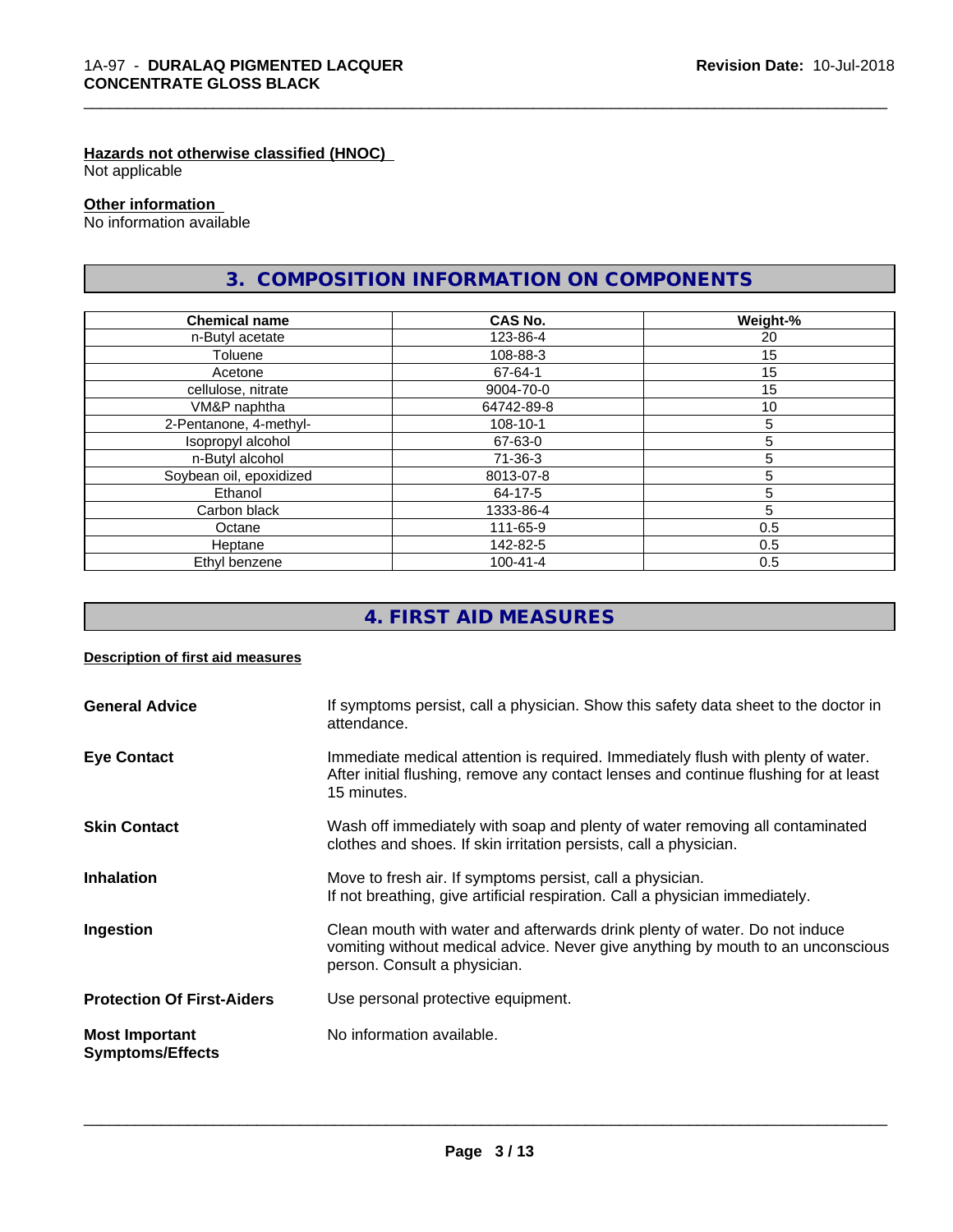#### Hazards not otherwise classified (HNOC)

Not applicable

#### Other information

No information available

## 3. COMPOSITION INFORMATION ON COMPONENTS

| Chemical name | CAS No. | Weight-% |
|---|---|---|
| n-Butyl acetate | 123-86-4 | 20 |
| Toluene | 108-88-3 | 15 |
| Acetone | 67-64-1 | 15 |
| cellulose, nitrate | 9004-70-0 | 15 |
| VM&P naphtha | 64742-89-8 | 10 |
| 2-Pentanone, 4-methyl- | 108-10-1 | 5 |
| Isopropyl alcohol | 67-63-0 | 5 |
| n-Butyl alcohol | 71-36-3 | 5 |
| Soybean oil, epoxidized | 8013-07-8 | 5 |
| Ethanol | 64-17-5 | 5 |
| Carbon black | 1333-86-4 | 5 |
| Octane | 111-65-9 | 0.5 |
| Heptane | 142-82-5 | 0.5 |
| Ethyl benzene | 100-41-4 | 0.5 |

## 4. FIRST AID MEASURES

#### Description of first aid measures

**General Advice** If symptoms persist, call a physician. Show this safety data sheet to the doctor in attendance.

**Eye Contact** Immediate medical attention is required. Immediately flush with plenty of water. After initial flushing, remove any contact lenses and continue flushing for at least 15 minutes.

**Skin Contact** Wash off immediately with soap and plenty of water removing all contaminated clothes and shoes. If skin irritation persists, call a physician.

**Inhalation** Move to fresh air. If symptoms persist, call a physician.
If not breathing, give artificial respiration. Call a physician immediately.

**Ingestion** Clean mouth with water and afterwards drink plenty of water. Do not induce vomiting without medical advice. Never give anything by mouth to an unconscious person. Consult a physician.

**Protection Of First-Aiders** Use personal protective equipment.

**Most Important Symptoms/Effects** No information available.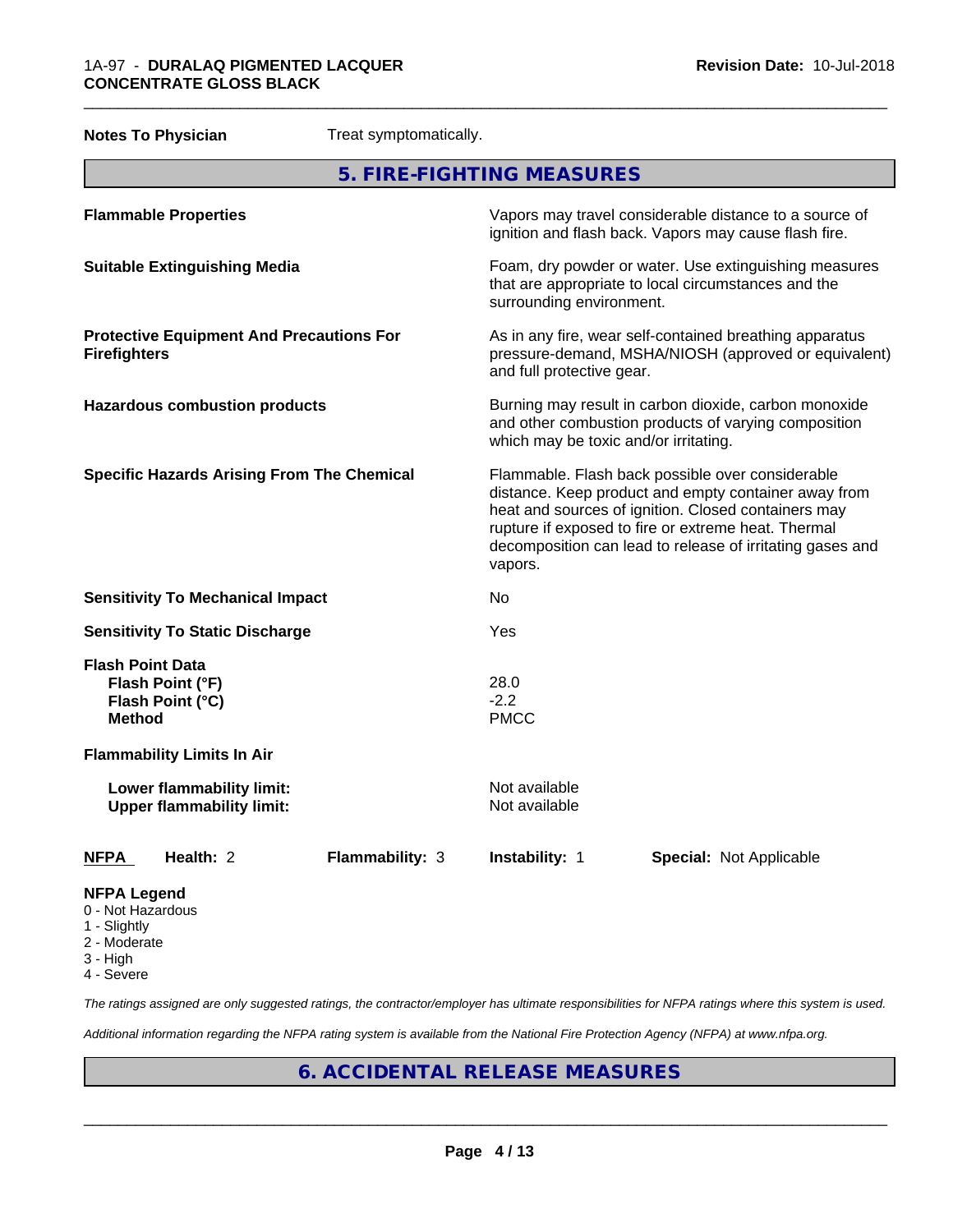| **Notes To Physician** | Treat symptomatically. |
|---|---|

## 5. FIRE-FIGHTING MEASURES

| | |
|---|---|
| **Flammable Properties** | Vapors may travel considerable distance to a source of ignition and flash back. Vapors may cause flash fire. |
| **Suitable Extinguishing Media** | Foam, dry powder or water. Use extinguishing measures that are appropriate to local circumstances and the surrounding environment. |
| **Protective Equipment And Precautions For Firefighters** | As in any fire, wear self-contained breathing apparatus pressure-demand, MSHA/NIOSH (approved or equivalent) and full protective gear. |
| **Hazardous combustion products** | Burning may result in carbon dioxide, carbon monoxide and other combustion products of varying composition which may be toxic and/or irritating. |
| **Specific Hazards Arising From The Chemical** | Flammable. Flash back possible over considerable distance. Keep product and empty container away from heat and sources of ignition. Closed containers may rupture if exposed to fire or extreme heat. Thermal decomposition can lead to release of irritating gases and vapors. |
| **Sensitivity To Mechanical Impact** | No |
| **Sensitivity To Static Discharge** | Yes |
| **Flash Point Data** | |
| **Flash Point (°F)** | 28.0 |
| **Flash Point (°C)** | -2.2 |
| **Method** | PMCC |
| **Flammability Limits In Air** | |
| **Lower flammability limit:** | Not available |
| **Upper flammability limit:** | Not available |

| **NFPA** | **Health:** 2 | **Flammability:** 3 | **Instability:** 1 | **Special:** Not Applicable |
|---|---|---|---|---|

**NFPA Legend**
- 0 - Not Hazardous
- 1 - Slightly
- 2 - Moderate
- 3 - High
- 4 - Severe

*The ratings assigned are only suggested ratings, the contractor/employer has ultimate responsibilities for NFPA ratings where this system is used.*

*Additional information regarding the NFPA rating system is available from the National Fire Protection Agency (NFPA) at www.nfpa.org.*

## 6. ACCIDENTAL RELEASE MEASURES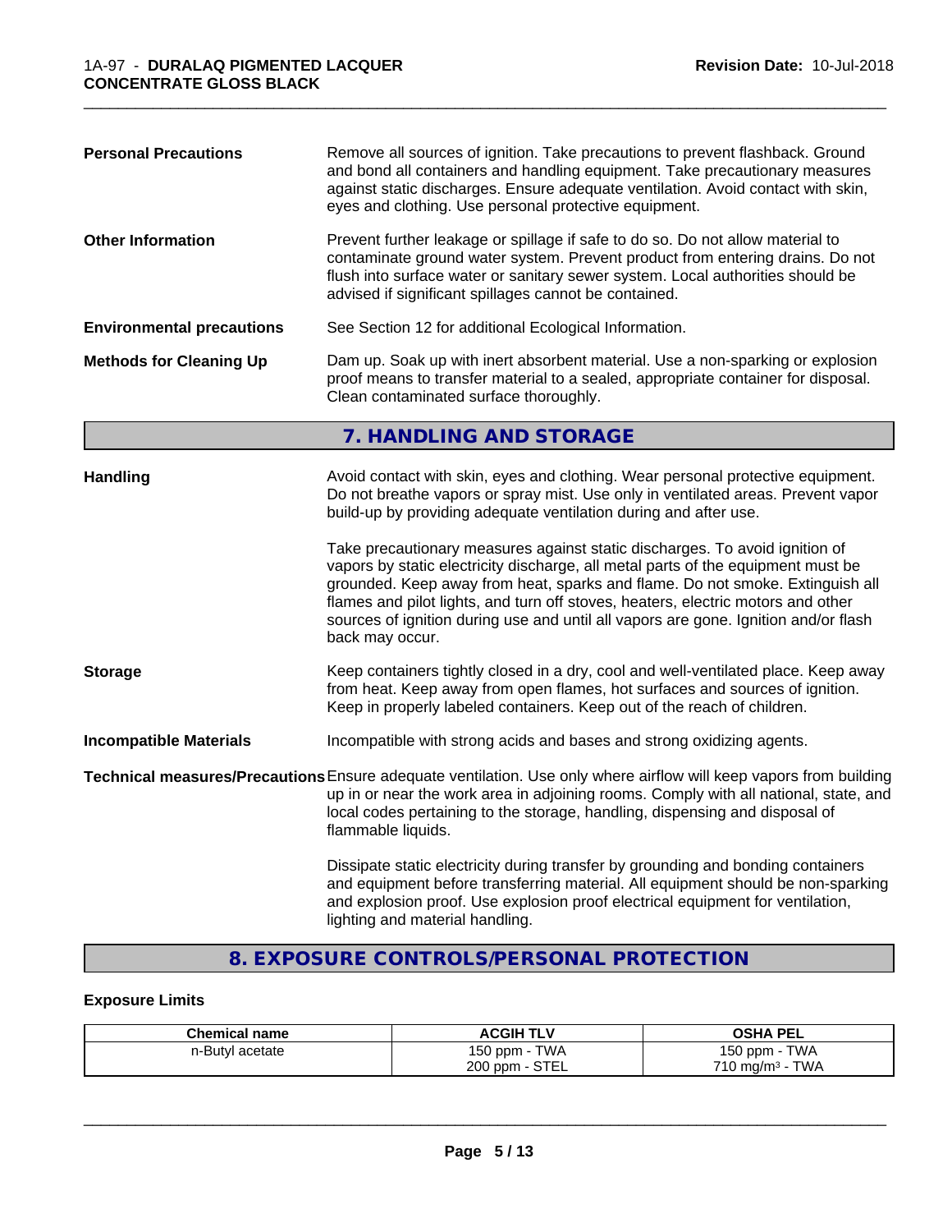**Personal Precautions** Remove all sources of ignition. Take precautions to prevent flashback. Ground and bond all containers and handling equipment. Take precautionary measures against static discharges. Ensure adequate ventilation. Avoid contact with skin, eyes and clothing. Use personal protective equipment.

**Other Information** Prevent further leakage or spillage if safe to do so. Do not allow material to contaminate ground water system. Prevent product from entering drains. Do not flush into surface water or sanitary sewer system. Local authorities should be advised if significant spillages cannot be contained.

**Environmental precautions** See Section 12 for additional Ecological Information.

**Methods for Cleaning Up** Dam up. Soak up with inert absorbent material. Use a non-sparking or explosion proof means to transfer material to a sealed, appropriate container for disposal. Clean contaminated surface thoroughly.

## 7. HANDLING AND STORAGE

**Handling** Avoid contact with skin, eyes and clothing. Wear personal protective equipment. Do not breathe vapors or spray mist. Use only in ventilated areas. Prevent vapor build-up by providing adequate ventilation during and after use.

Take precautionary measures against static discharges. To avoid ignition of vapors by static electricity discharge, all metal parts of the equipment must be grounded. Keep away from heat, sparks and flame. Do not smoke. Extinguish all flames and pilot lights, and turn off stoves, heaters, electric motors and other sources of ignition during use and until all vapors are gone. Ignition and/or flash back may occur.

**Storage** Keep containers tightly closed in a dry, cool and well-ventilated place. Keep away from heat. Keep away from open flames, hot surfaces and sources of ignition. Keep in properly labeled containers. Keep out of the reach of children.

**Incompatible Materials** Incompatible with strong acids and bases and strong oxidizing agents.

**Technical measures/Precautions** Ensure adequate ventilation. Use only where airflow will keep vapors from building up in or near the work area in adjoining rooms. Comply with all national, state, and local codes pertaining to the storage, handling, dispensing and disposal of flammable liquids.

Dissipate static electricity during transfer by grounding and bonding containers and equipment before transferring material. All equipment should be non-sparking and explosion proof. Use explosion proof electrical equipment for ventilation, lighting and material handling.

## 8. EXPOSURE CONTROLS/PERSONAL PROTECTION

### Exposure Limits

| Chemical name | ACGIH TLV | OSHA PEL |
|---|---|---|
| n-Butyl acetate | 150 ppm - TWA<br>200 ppm - STEL | 150 ppm - TWA<br>710 mg/m$^3$ - TWA |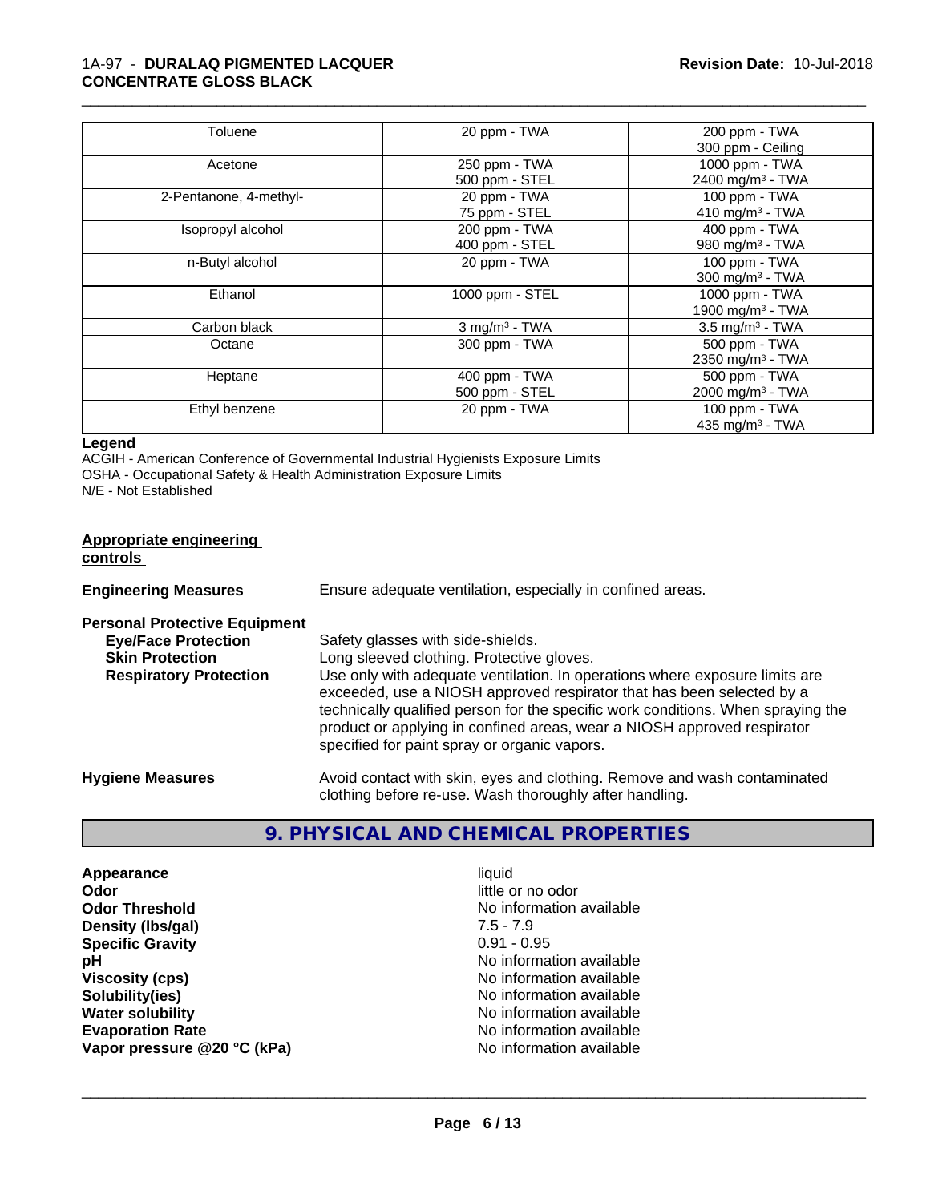| | | |
|---|---|---|
| Toluene | 20 ppm - TWA | 200 ppm - TWA<br>300 ppm - Ceiling |
| Acetone | 250 ppm - TWA<br>500 ppm - STEL | 1000 ppm - TWA<br>2400 mg/m³ - TWA |
| 2-Pentanone, 4-methyl- | 20 ppm - TWA<br>75 ppm - STEL | 100 ppm - TWA<br>410 mg/m³ - TWA |
| Isopropyl alcohol | 200 ppm - TWA<br>400 ppm - STEL | 400 ppm - TWA<br>980 mg/m³ - TWA |
| n-Butyl alcohol | 20 ppm - TWA | 100 ppm - TWA<br>300 mg/m³ - TWA |
| Ethanol | 1000 ppm - STEL | 1000 ppm - TWA<br>1900 mg/m³ - TWA |
| Carbon black | 3 mg/m³ - TWA | 3.5 mg/m³ - TWA |
| Octane | 300 ppm - TWA | 500 ppm - TWA<br>2350 mg/m³ - TWA |
| Heptane | 400 ppm - TWA<br>500 ppm - STEL | 500 ppm - TWA<br>2000 mg/m³ - TWA |
| Ethyl benzene | 20 ppm - TWA | 100 ppm - TWA<br>435 mg/m³ - TWA |

**Legend**

ACGIH - American Conference of Governmental Industrial Hygienists Exposure Limits
OSHA - Occupational Safety & Health Administration Exposure Limits
N/E - Not Established

**Appropriate engineering controls**

**Engineering Measures** Ensure adequate ventilation, especially in confined areas.

**Personal Protective Equipment**

**Eye/Face Protection** Safety glasses with side-shields.

**Skin Protection** Long sleeved clothing. Protective gloves.

**Respiratory Protection** Use only with adequate ventilation. In operations where exposure limits are exceeded, use a NIOSH approved respirator that has been selected by a technically qualified person for the specific work conditions. When spraying the product or applying in confined areas, wear a NIOSH approved respirator specified for paint spray or organic vapors.

**Hygiene Measures** Avoid contact with skin, eyes and clothing. Remove and wash contaminated clothing before re-use. Wash thoroughly after handling.

## 9. PHYSICAL AND CHEMICAL PROPERTIES

| | |
|---|---|
| **Appearance** | liquid |
| **Odor** | little or no odor |
| **Odor Threshold** | No information available |
| **Density (lbs/gal)** | 7.5 - 7.9 |
| **Specific Gravity** | 0.91 - 0.95 |
| **pH** | No information available |
| **Viscosity (cps)** | No information available |
| **Solubility(ies)** | No information available |
| **Water solubility** | No information available |
| **Evaporation Rate** | No information available |
| **Vapor pressure @20 °C (kPa)** | No information available |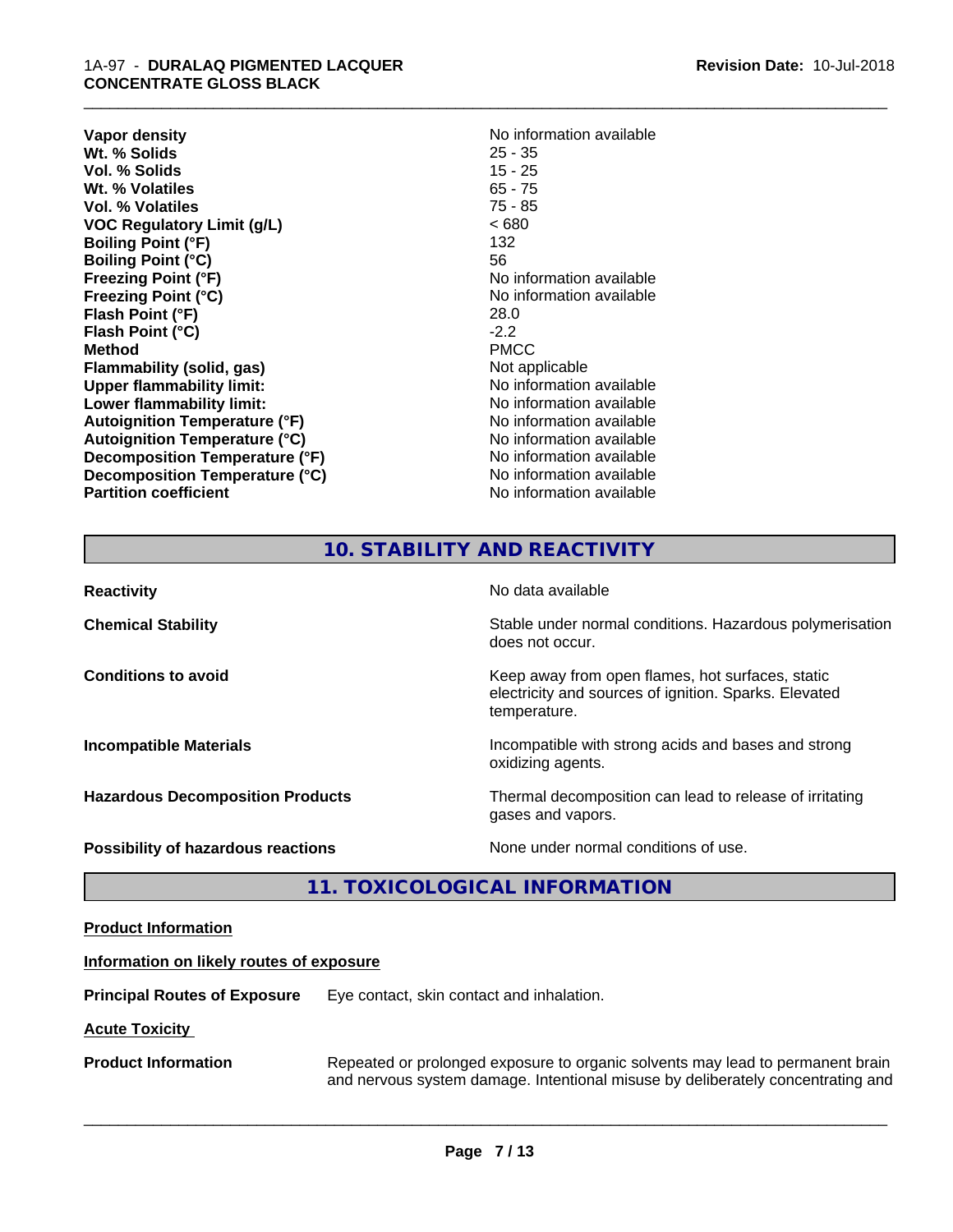| | |
|---|---|
| **Vapor density** | No information available |
| **Wt. % Solids** | 25 - 35 |
| **Vol. % Solids** | 15 - 25 |
| **Wt. % Volatiles** | 65 - 75 |
| **Vol. % Volatiles** | 75 - 85 |
| **VOC Regulatory Limit (g/L)** | < 680 |
| **Boiling Point (°F)** | 132 |
| **Boiling Point (°C)** | 56 |
| **Freezing Point (°F)** | No information available |
| **Freezing Point (°C)** | No information available |
| **Flash Point (°F)** | 28.0 |
| **Flash Point (°C)** | -2.2 |
| **Method** | PMCC |
| **Flammability (solid, gas)** | Not applicable |
| **Upper flammability limit:** | No information available |
| **Lower flammability limit:** | No information available |
| **Autoignition Temperature (°F)** | No information available |
| **Autoignition Temperature (°C)** | No information available |
| **Decomposition Temperature (°F)** | No information available |
| **Decomposition Temperature (°C)** | No information available |
| **Partition coefficient** | No information available |

## 10. STABILITY AND REACTIVITY

**Reactivity**: No data available

**Chemical Stability**: Stable under normal conditions. Hazardous polymerisation does not occur.

**Conditions to avoid**: Keep away from open flames, hot surfaces, static electricity and sources of ignition. Sparks. Elevated temperature.

**Incompatible Materials**: Incompatible with strong acids and bases and strong oxidizing agents.

**Hazardous Decomposition Products**: Thermal decomposition can lead to release of irritating gases and vapors.

**Possibility of hazardous reactions**: None under normal conditions of use.

## 11. TOXICOLOGICAL INFORMATION

**Product Information**

**Information on likely routes of exposure**

**Principal Routes of Exposure**: Eye contact, skin contact and inhalation.

**Acute Toxicity**

**Product Information**: Repeated or prolonged exposure to organic solvents may lead to permanent brain and nervous system damage. Intentional misuse by deliberately concentrating and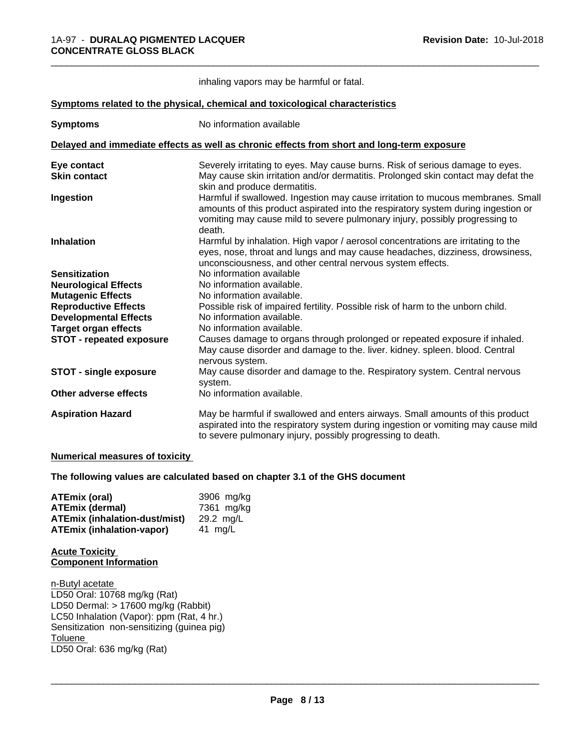inhaling vapors may be harmful or fatal.

**Symptoms related to the physical, chemical and toxicological characteristics**

| | |
|---|---|
| **Symptoms** | No information available |

**Delayed and immediate effects as well as chronic effects from short and long-term exposure**

| | |
|---|---|
| **Eye contact** | Severely irritating to eyes. May cause burns. Risk of serious damage to eyes. |
| **Skin contact** | May cause skin irritation and/or dermatitis. Prolonged skin contact may defat the skin and produce dermatitis. |
| **Ingestion** | Harmful if swallowed. Ingestion may cause irritation to mucous membranes. Small amounts of this product aspirated into the respiratory system during ingestion or vomiting may cause mild to severe pulmonary injury, possibly progressing to death. |
| **Inhalation** | Harmful by inhalation. High vapor / aerosol concentrations are irritating to the eyes, nose, throat and lungs and may cause headaches, dizziness, drowsiness, unconsciousness, and other central nervous system effects. |
| **Sensitization** | No information available |
| **Neurological Effects** | No information available. |
| **Mutagenic Effects** | No information available. |
| **Reproductive Effects** | Possible risk of impaired fertility. Possible risk of harm to the unborn child. |
| **Developmental Effects** | No information available. |
| **Target organ effects** | No information available. |
| **STOT - repeated exposure** | Causes damage to organs through prolonged or repeated exposure if inhaled. May cause disorder and damage to the. liver. kidney. spleen. blood. Central nervous system. |
| **STOT - single exposure** | May cause disorder and damage to the. Respiratory system. Central nervous system. |
| **Other adverse effects** | No information available. |
| **Aspiration Hazard** | May be harmful if swallowed and enters airways. Small amounts of this product aspirated into the respiratory system during ingestion or vomiting may cause mild to severe pulmonary injury, possibly progressing to death. |

**Numerical measures of toxicity**

**The following values are calculated based on chapter 3.1 of the GHS document**

| | |
|---|---|
| **ATEmix (oral)** | 3906 mg/kg |
| **ATEmix (dermal)** | 7361 mg/kg |
| **ATEmix (inhalation-dust/mist)** | 29.2 mg/L |
| **ATEmix (inhalation-vapor)** | 41 mg/L |

**Acute Toxicity**
**Component Information**

n-Butyl acetate
LD50 Oral: 10768 mg/kg (Rat)
LD50 Dermal: > 17600 mg/kg (Rabbit)
LC50 Inhalation (Vapor): ppm (Rat, 4 hr.)
Sensitization non-sensitizing (guinea pig)
Toluene
LD50 Oral: 636 mg/kg (Rat)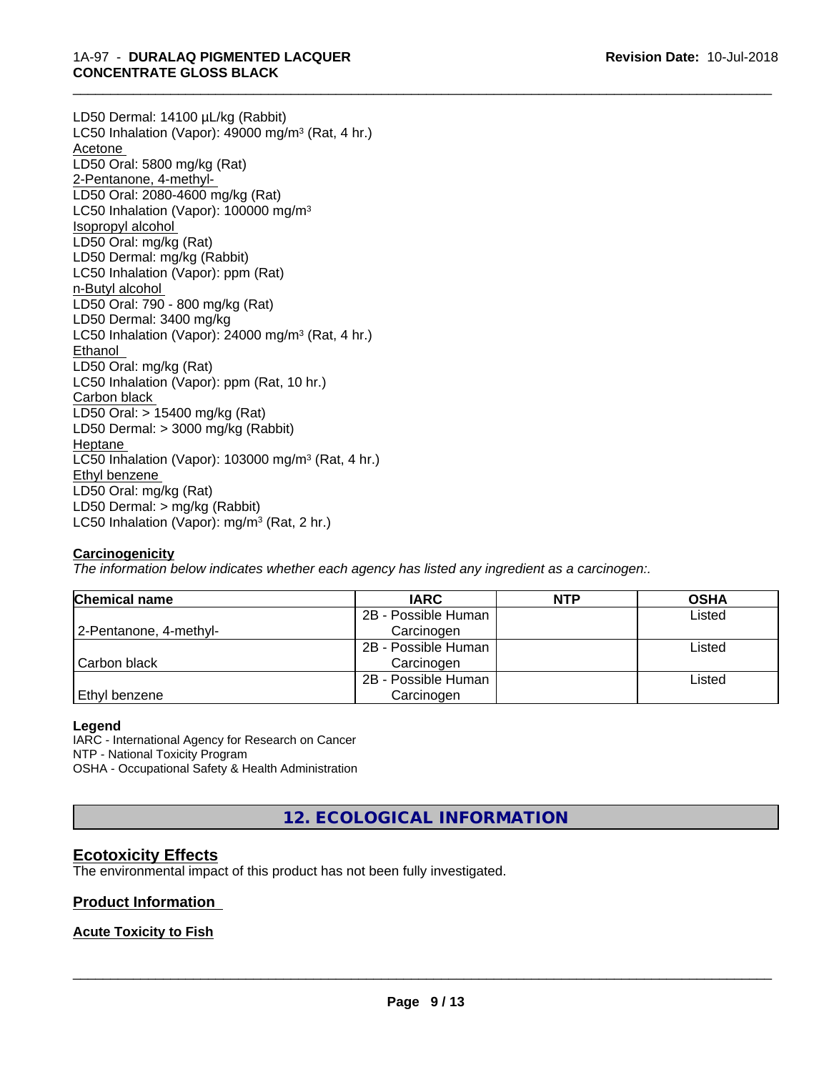LD50 Dermal: 14100 µL/kg (Rabbit)
LC50 Inhalation (Vapor): 49000 mg/m³ (Rat, 4 hr.)

Acetone
LD50 Oral: 5800 mg/kg (Rat)

2-Pentanone, 4-methyl-
LD50 Oral: 2080-4600 mg/kg (Rat)
LC50 Inhalation (Vapor): 100000 mg/m³

Isopropyl alcohol
LD50 Oral: mg/kg (Rat)
LD50 Dermal: mg/kg (Rabbit)
LC50 Inhalation (Vapor): ppm (Rat)

n-Butyl alcohol
LD50 Oral: 790 - 800 mg/kg (Rat)
LD50 Dermal: 3400 mg/kg
LC50 Inhalation (Vapor): 24000 mg/m³ (Rat, 4 hr.)

Ethanol
LD50 Oral: mg/kg (Rat)
LC50 Inhalation (Vapor): ppm (Rat, 10 hr.)

Carbon black
LD50 Oral: > 15400 mg/kg (Rat)
LD50 Dermal: > 3000 mg/kg (Rabbit)

Heptane
LC50 Inhalation (Vapor): 103000 mg/m³ (Rat, 4 hr.)

Ethyl benzene
LD50 Oral: mg/kg (Rat)
LD50 Dermal: > mg/kg (Rabbit)
LC50 Inhalation (Vapor): mg/m³ (Rat, 2 hr.)

**Carcinogenicity**

*The information below indicates whether each agency has listed any ingredient as a carcinogen:.*

| Chemical name | IARC | NTP | OSHA |
|---|---|---|---|
| 2-Pentanone, 4-methyl- | 2B - Possible Human Carcinogen | | Listed |
| Carbon black | 2B - Possible Human Carcinogen | | Listed |
| Ethyl benzene | 2B - Possible Human Carcinogen | | Listed |

**Legend**

IARC - International Agency for Research on Cancer
NTP - National Toxicity Program
OSHA - Occupational Safety & Health Administration

## 12. ECOLOGICAL INFORMATION

### Ecotoxicity Effects

The environmental impact of this product has not been fully investigated.

### Product Information

**Acute Toxicity to Fish**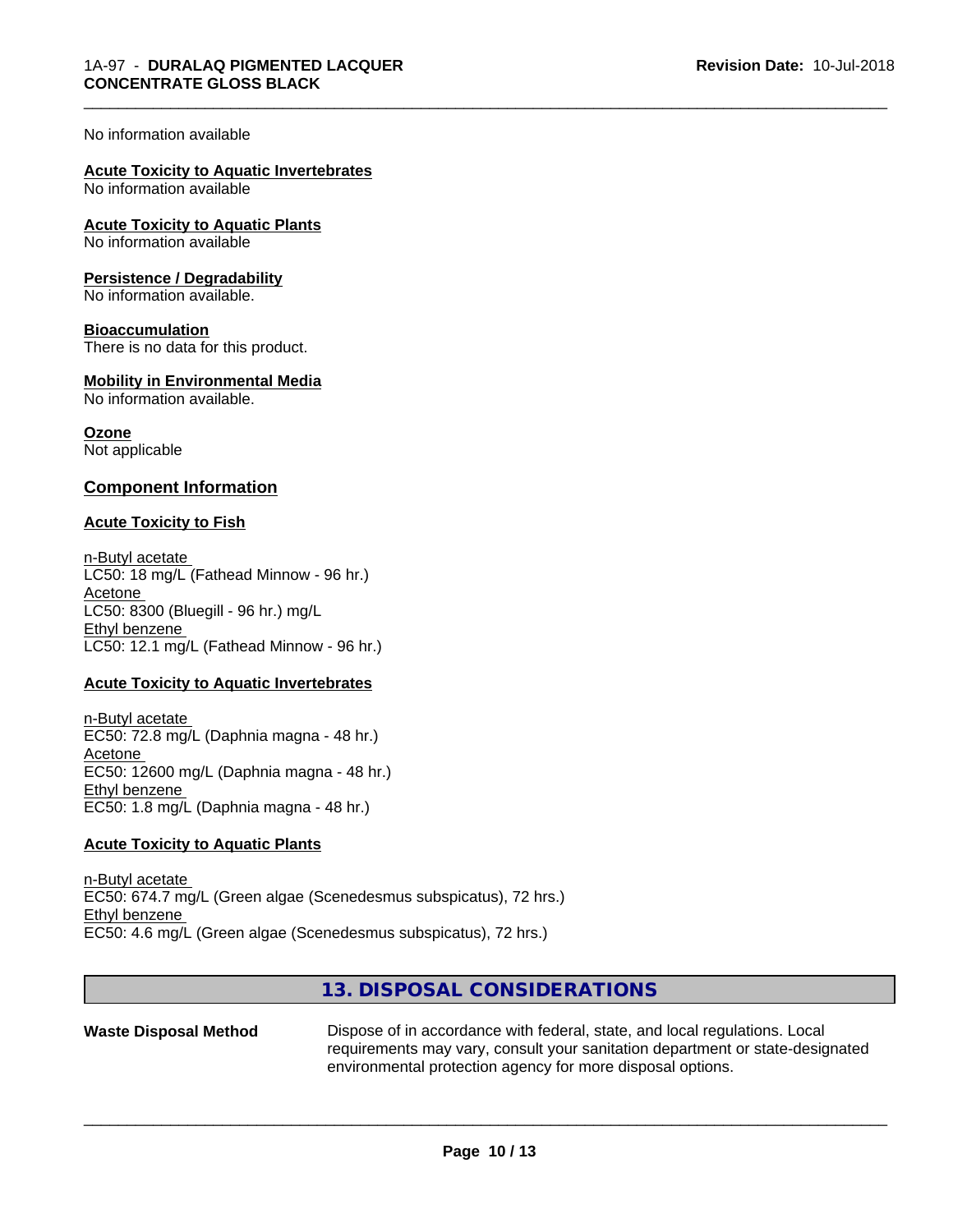No information available

**Acute Toxicity to Aquatic Invertebrates**
No information available

**Acute Toxicity to Aquatic Plants**
No information available

**Persistence / Degradability**
No information available.

**Bioaccumulation**
There is no data for this product.

**Mobility in Environmental Media**
No information available.

**Ozone**
Not applicable

## Component Information

**Acute Toxicity to Fish**

n-Butyl acetate
LC50: 18 mg/L (Fathead Minnow - 96 hr.)
Acetone
LC50: 8300 (Bluegill - 96 hr.) mg/L
Ethyl benzene
LC50: 12.1 mg/L (Fathead Minnow - 96 hr.)

**Acute Toxicity to Aquatic Invertebrates**

n-Butyl acetate
EC50: 72.8 mg/L (Daphnia magna - 48 hr.)
Acetone
EC50: 12600 mg/L (Daphnia magna - 48 hr.)
Ethyl benzene
EC50: 1.8 mg/L (Daphnia magna - 48 hr.)

**Acute Toxicity to Aquatic Plants**

n-Butyl acetate
EC50: 674.7 mg/L (Green algae (Scenedesmus subspicatus), 72 hrs.)
Ethyl benzene
EC50: 4.6 mg/L (Green algae (Scenedesmus subspicatus), 72 hrs.)

## 13. DISPOSAL CONSIDERATIONS

**Waste Disposal Method** Dispose of in accordance with federal, state, and local regulations. Local requirements may vary, consult your sanitation department or state-designated environmental protection agency for more disposal options.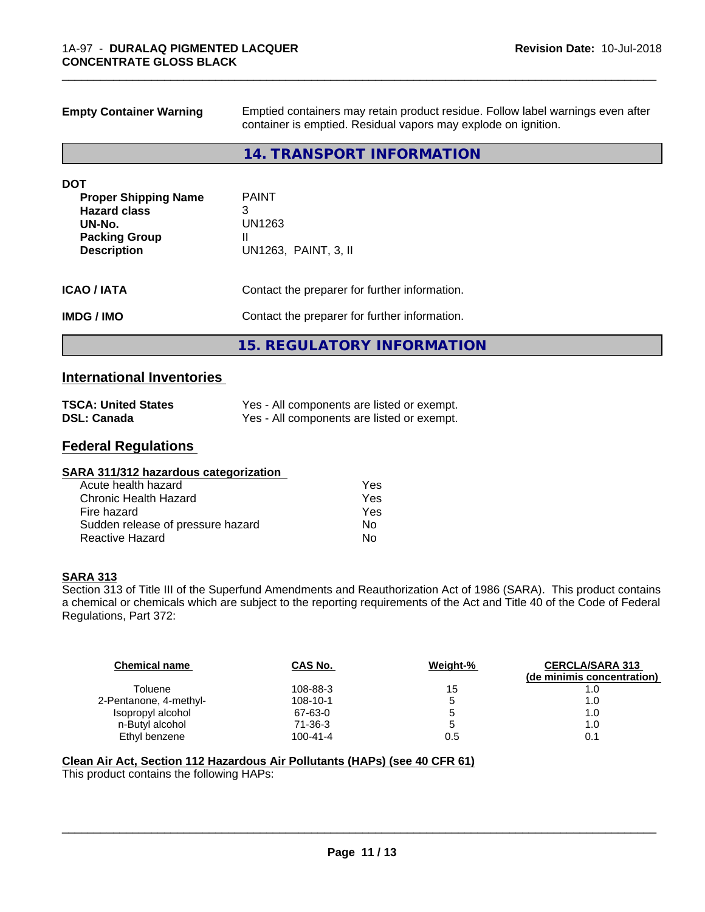**Empty Container Warning** Emptied containers may retain product residue. Follow label warnings even after container is emptied. Residual vapors may explode on ignition.

## 14. TRANSPORT INFORMATION

**DOT**

| | |
|---|---|
| **Proper Shipping Name** | PAINT |
| **Hazard class** | 3 |
| **UN-No.** | UN1263 |
| **Packing Group** | II |
| **Description** | UN1263, PAINT, 3, II |

**ICAO / IATA** Contact the preparer for further information.

**IMDG / IMO** Contact the preparer for further information.

## 15. REGULATORY INFORMATION

### International Inventories

| | |
|---|---|
| **TSCA: United States** | Yes - All components are listed or exempt. |
| **DSL: Canada** | Yes - All components are listed or exempt. |

### Federal Regulations

**SARA 311/312 hazardous categorization**

| | |
|---|---|
| Acute health hazard | Yes |
| Chronic Health Hazard | Yes |
| Fire hazard | Yes |
| Sudden release of pressure hazard | No |
| Reactive Hazard | No |

**SARA 313**

Section 313 of Title III of the Superfund Amendments and Reauthorization Act of 1986 (SARA). This product contains a chemical or chemicals which are subject to the reporting requirements of the Act and Title 40 of the Code of Federal Regulations, Part 372:

| Chemical name | CAS No. | Weight-% | CERCLA/SARA 313 (de minimis concentration) |
|---|---|---|---|
| Toluene | 108-88-3 | 15 | 1.0 |
| 2-Pentanone, 4-methyl- | 108-10-1 | 5 | 1.0 |
| Isopropyl alcohol | 67-63-0 | 5 | 1.0 |
| n-Butyl alcohol | 71-36-3 | 5 | 1.0 |
| Ethyl benzene | 100-41-4 | 0.5 | 0.1 |

**Clean Air Act, Section 112 Hazardous Air Pollutants (HAPs) (see 40 CFR 61)**

This product contains the following HAPs: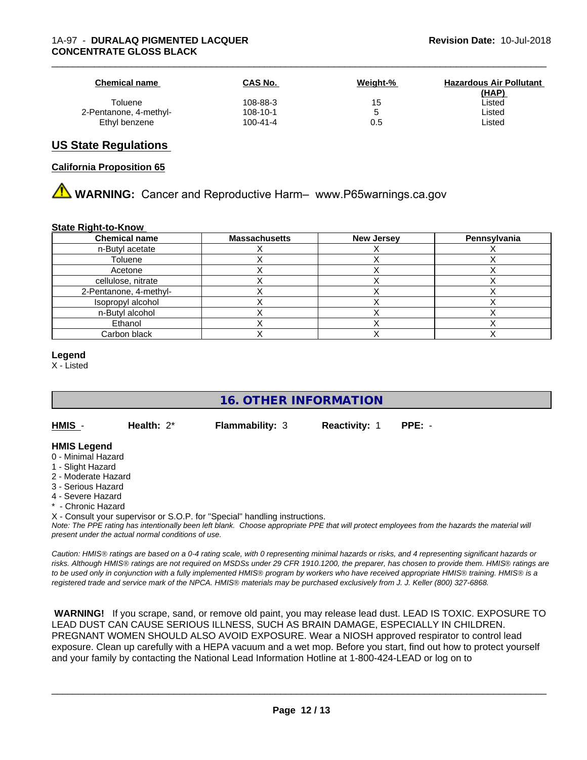| Chemical name | CAS No. | Weight-% | Hazardous Air Pollutant (HAP) |
|---|---|---|---|
| Toluene | 108-88-3 | 15 | Listed |
| 2-Pentanone, 4-methyl- | 108-10-1 | 5 | Listed |
| Ethyl benzene | 100-41-4 | 0.5 | Listed |

## US State Regulations

### California Proposition 65

⚠ **WARNING:** Cancer and Reproductive Harm– www.P65warnings.ca.gov

### State Right-to-Know

| Chemical name | Massachusetts | New Jersey | Pennsylvania |
|---|---|---|---|
| n-Butyl acetate | X | X | X |
| Toluene | X | X | X |
| Acetone | X | X | X |
| cellulose, nitrate | X | X | X |
| 2-Pentanone, 4-methyl- | X | X | X |
| Isopropyl alcohol | X | X | X |
| n-Butyl alcohol | X | X | X |
| Ethanol | X | X | X |
| Carbon black | X | X | X |

**Legend**

X - Listed

## 16. OTHER INFORMATION

**HMIS** - **Health:** 2* **Flammability:** 3 **Reactivity:** 1 **PPE:** -

**HMIS Legend**

0 - Minimal Hazard
1 - Slight Hazard
2 - Moderate Hazard
3 - Serious Hazard
4 - Severe Hazard
* - Chronic Hazard
X - Consult your supervisor or S.O.P. for "Special" handling instructions.

*Note: The PPE rating has intentionally been left blank. Choose appropriate PPE that will protect employees from the hazards the material will present under the actual normal conditions of use.*

*Caution: HMIS® ratings are based on a 0-4 rating scale, with 0 representing minimal hazards or risks, and 4 representing significant hazards or risks. Although HMIS® ratings are not required on MSDSs under 29 CFR 1910.1200, the preparer, has chosen to provide them. HMIS® ratings are to be used only in conjunction with a fully implemented HMIS® program by workers who have received appropriate HMIS® training. HMIS® is a registered trade and service mark of the NPCA. HMIS® materials may be purchased exclusively from J. J. Keller (800) 327-6868.*

**WARNING!** If you scrape, sand, or remove old paint, you may release lead dust. LEAD IS TOXIC. EXPOSURE TO LEAD DUST CAN CAUSE SERIOUS ILLNESS, SUCH AS BRAIN DAMAGE, ESPECIALLY IN CHILDREN. PREGNANT WOMEN SHOULD ALSO AVOID EXPOSURE. Wear a NIOSH approved respirator to control lead exposure. Clean up carefully with a HEPA vacuum and a wet mop. Before you start, find out how to protect yourself and your family by contacting the National Lead Information Hotline at 1-800-424-LEAD or log on to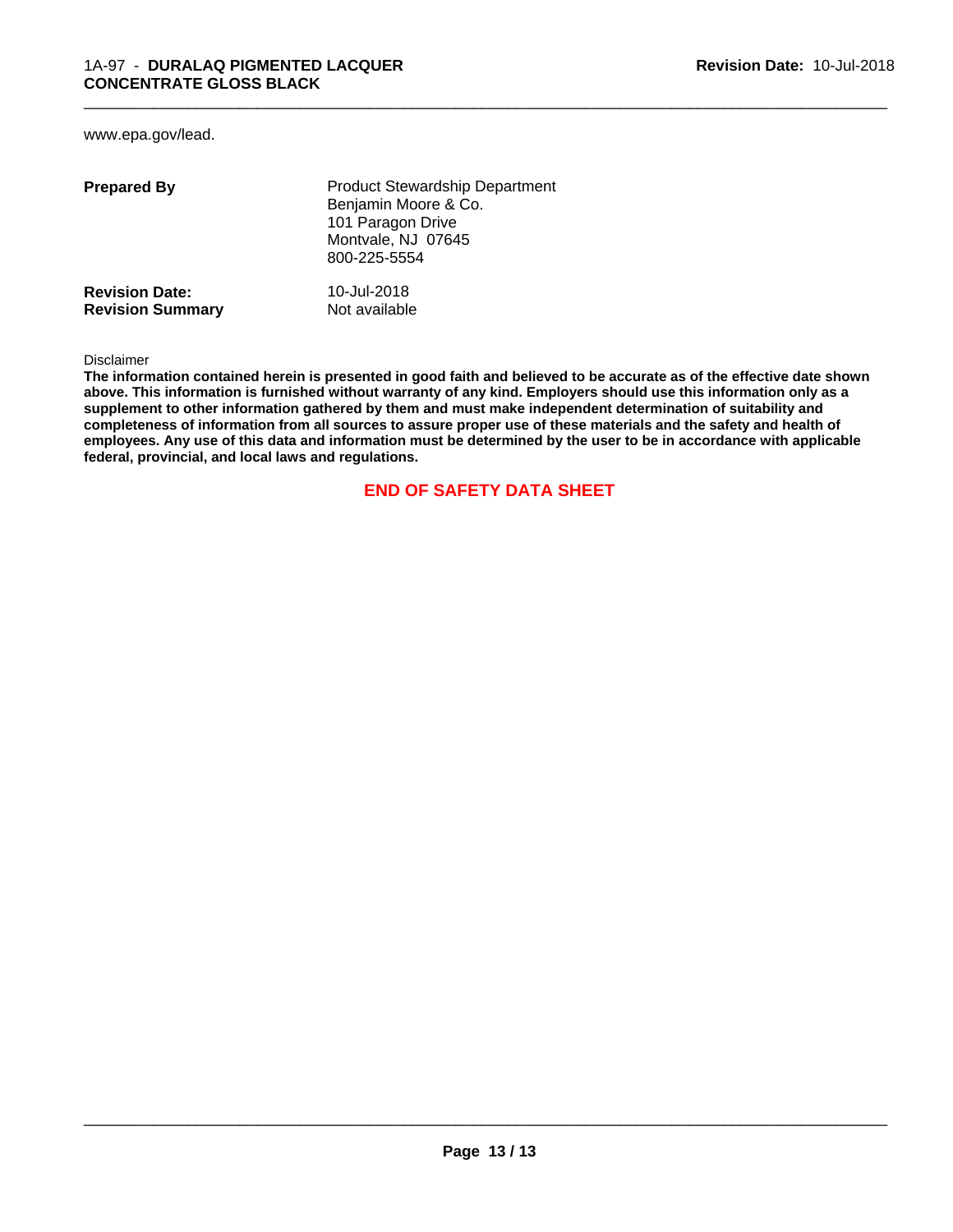www.epa.gov/lead.

| | |
|---|---|
| **Prepared By** | Product Stewardship Department<br>Benjamin Moore & Co.<br>101 Paragon Drive<br>Montvale, NJ 07645<br>800-225-5554 |
| **Revision Date:** | 10-Jul-2018 |
| **Revision Summary** | Not available |

Disclaimer

**The information contained herein is presented in good faith and believed to be accurate as of the effective date shown above. This information is furnished without warranty of any kind. Employers should use this information only as a supplement to other information gathered by them and must make independent determination of suitability and completeness of information from all sources to assure proper use of these materials and the safety and health of employees. Any use of this data and information must be determined by the user to be in accordance with applicable federal, provincial, and local laws and regulations.**

**END OF SAFETY DATA SHEET**